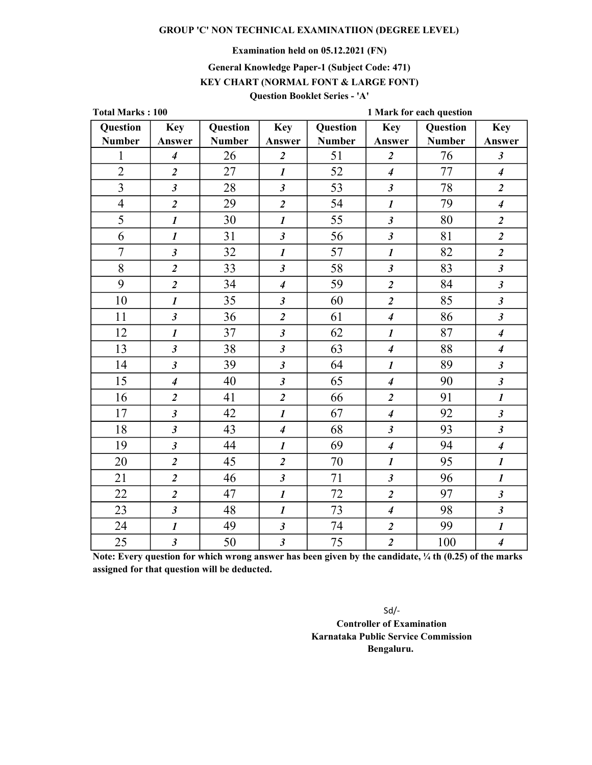**GROUP 'C' NON TECHNICAL EXAMINATIION (DEGREE LEVEL)**

**Examination held on 05.12.2021 (FN)**

**General Knowledge Paper-1 (Subject Code: 471)**

**KEY CHART (NORMAL FONT & LARGE FONT)**

**Question Booklet Series - 'A'**

**Total Marks : 100** **1 Mark for each question**

| Question Number | Key Answer | Question Number | Key Answer | Question Number | Key Answer | Question Number | Key Answer |
|---|---|---|---|---|---|---|---|
| 1 | 4 | 26 | 2 | 51 | 2 | 76 | 3 |
| 2 | 2 | 27 | 1 | 52 | 4 | 77 | 4 |
| 3 | 3 | 28 | 3 | 53 | 3 | 78 | 2 |
| 4 | 2 | 29 | 2 | 54 | 1 | 79 | 4 |
| 5 | 1 | 30 | 1 | 55 | 3 | 80 | 2 |
| 6 | 1 | 31 | 3 | 56 | 3 | 81 | 2 |
| 7 | 3 | 32 | 1 | 57 | 1 | 82 | 2 |
| 8 | 2 | 33 | 3 | 58 | 3 | 83 | 3 |
| 9 | 2 | 34 | 4 | 59 | 2 | 84 | 3 |
| 10 | 1 | 35 | 3 | 60 | 2 | 85 | 3 |
| 11 | 3 | 36 | 2 | 61 | 4 | 86 | 3 |
| 12 | 1 | 37 | 3 | 62 | 1 | 87 | 4 |
| 13 | 3 | 38 | 3 | 63 | 4 | 88 | 4 |
| 14 | 3 | 39 | 3 | 64 | 1 | 89 | 3 |
| 15 | 4 | 40 | 3 | 65 | 4 | 90 | 3 |
| 16 | 2 | 41 | 2 | 66 | 2 | 91 | 1 |
| 17 | 3 | 42 | 1 | 67 | 4 | 92 | 3 |
| 18 | 3 | 43 | 4 | 68 | 3 | 93 | 3 |
| 19 | 3 | 44 | 1 | 69 | 4 | 94 | 4 |
| 20 | 2 | 45 | 2 | 70 | 1 | 95 | 1 |
| 21 | 2 | 46 | 3 | 71 | 3 | 96 | 1 |
| 22 | 2 | 47 | 1 | 72 | 2 | 97 | 3 |
| 23 | 3 | 48 | 1 | 73 | 4 | 98 | 3 |
| 24 | 1 | 49 | 3 | 74 | 2 | 99 | 1 |
| 25 | 3 | 50 | 3 | 75 | 2 | 100 | 4 |

**Note: Every question for which wrong answer has been given by the candidate, ¼ th (0.25) of the marks assigned for that question will be deducted.**

Sd/-

**Controller of Examination**
**Karnataka Public Service Commission**
**Bengaluru.**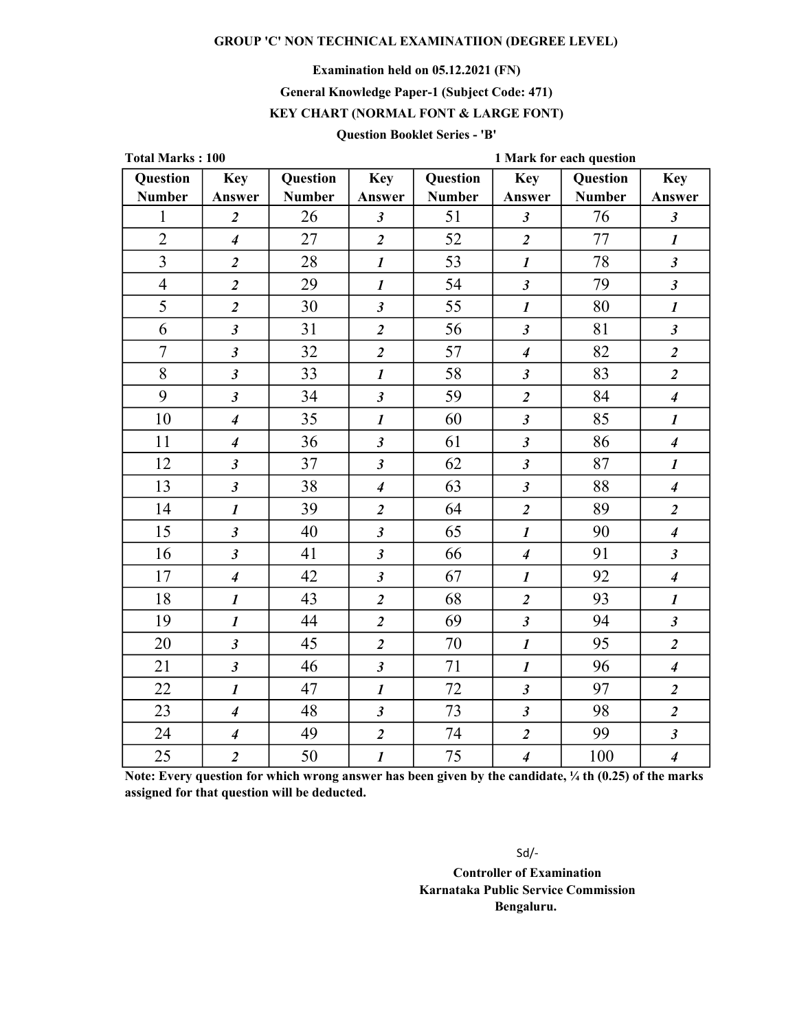**GROUP 'C' NON TECHNICAL EXAMINATIIION (DEGREE LEVEL)**

**Examination held on 05.12.2021 (FN)**

**General Knowledge Paper-1 (Subject Code: 471)**

**KEY CHART (NORMAL FONT & LARGE FONT)**

**Question Booklet Series - 'B'**

**Total Marks : 100** **1 Mark for each question**

| Question Number | Key Answer | Question Number | Key Answer | Question Number | Key Answer | Question Number | Key Answer |
|---|---|---|---|---|---|---|---|
| 1 | 2 | 26 | 3 | 51 | 3 | 76 | 3 |
| 2 | 4 | 27 | 2 | 52 | 2 | 77 | 1 |
| 3 | 2 | 28 | 1 | 53 | 1 | 78 | 3 |
| 4 | 2 | 29 | 1 | 54 | 3 | 79 | 3 |
| 5 | 2 | 30 | 3 | 55 | 1 | 80 | 1 |
| 6 | 3 | 31 | 2 | 56 | 3 | 81 | 3 |
| 7 | 3 | 32 | 2 | 57 | 4 | 82 | 2 |
| 8 | 3 | 33 | 1 | 58 | 3 | 83 | 2 |
| 9 | 3 | 34 | 3 | 59 | 2 | 84 | 4 |
| 10 | 4 | 35 | 1 | 60 | 3 | 85 | 1 |
| 11 | 4 | 36 | 3 | 61 | 3 | 86 | 4 |
| 12 | 3 | 37 | 3 | 62 | 3 | 87 | 1 |
| 13 | 3 | 38 | 4 | 63 | 3 | 88 | 4 |
| 14 | 1 | 39 | 2 | 64 | 2 | 89 | 2 |
| 15 | 3 | 40 | 3 | 65 | 1 | 90 | 4 |
| 16 | 3 | 41 | 3 | 66 | 4 | 91 | 3 |
| 17 | 4 | 42 | 3 | 67 | 1 | 92 | 4 |
| 18 | 1 | 43 | 2 | 68 | 2 | 93 | 1 |
| 19 | 1 | 44 | 2 | 69 | 3 | 94 | 3 |
| 20 | 3 | 45 | 2 | 70 | 1 | 95 | 2 |
| 21 | 3 | 46 | 3 | 71 | 1 | 96 | 4 |
| 22 | 1 | 47 | 1 | 72 | 3 | 97 | 2 |
| 23 | 4 | 48 | 3 | 73 | 3 | 98 | 2 |
| 24 | 4 | 49 | 2 | 74 | 2 | 99 | 3 |
| 25 | 2 | 50 | 1 | 75 | 4 | 100 | 4 |

**Note: Every question for which wrong answer has been given by the candidate, ¼ th (0.25) of the marks assigned for that question will be deducted.**

Sd/-

**Controller of Examination**
**Karnataka Public Service Commission**
**Bengaluru.**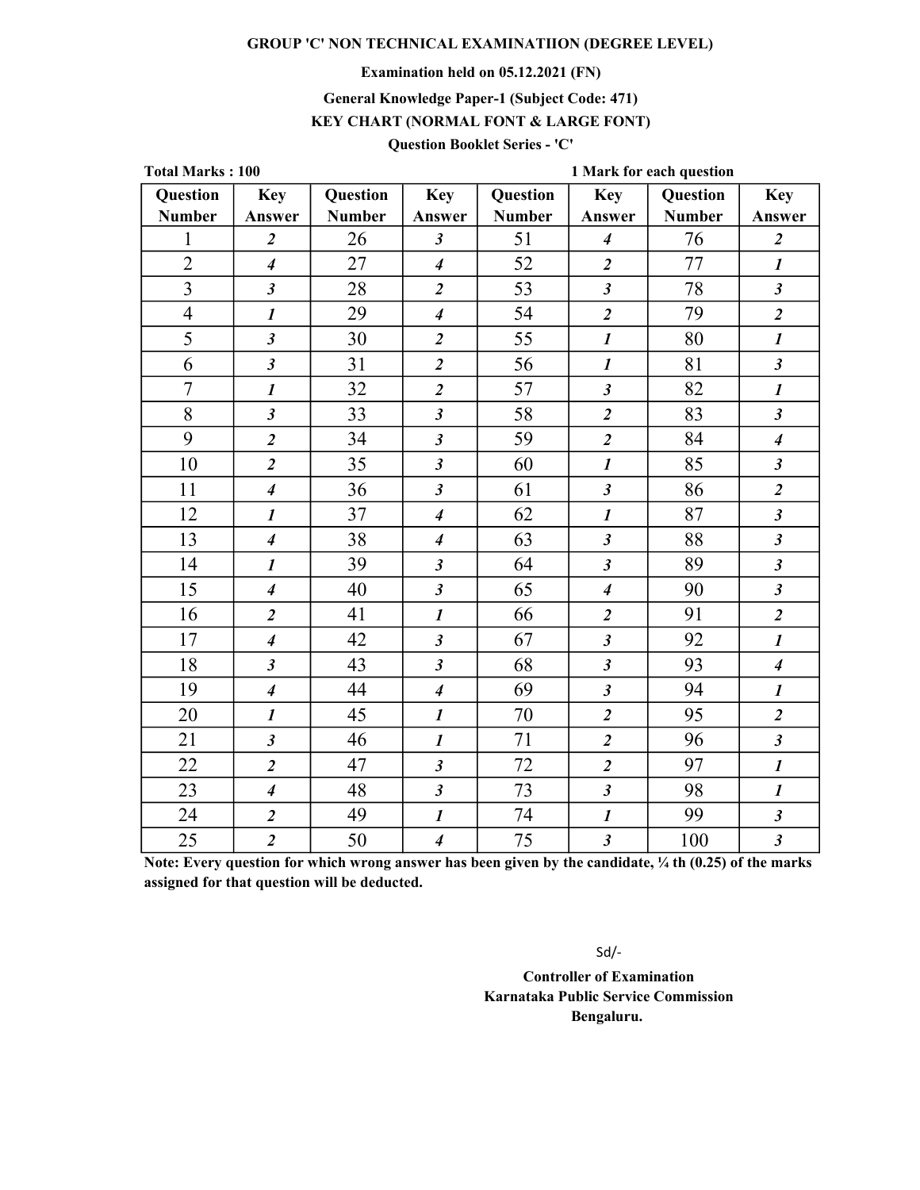**GROUP 'C' NON TECHNICAL EXAMINATIION (DEGREE LEVEL)**

**Examination held on 05.12.2021 (FN)**

**General Knowledge Paper-1 (Subject Code: 471)**

**KEY CHART (NORMAL FONT & LARGE FONT)**

**Question Booklet Series - 'C'**

**Total Marks : 100** **1 Mark for each question**

| Question Number | Key Answer | Question Number | Key Answer | Question Number | Key Answer | Question Number | Key Answer |
|---|---|---|---|---|---|---|---|
| 1 | 2 | 26 | 3 | 51 | 4 | 76 | 2 |
| 2 | 4 | 27 | 4 | 52 | 2 | 77 | 1 |
| 3 | 3 | 28 | 2 | 53 | 3 | 78 | 3 |
| 4 | 1 | 29 | 4 | 54 | 2 | 79 | 2 |
| 5 | 3 | 30 | 2 | 55 | 1 | 80 | 1 |
| 6 | 3 | 31 | 2 | 56 | 1 | 81 | 3 |
| 7 | 1 | 32 | 2 | 57 | 3 | 82 | 1 |
| 8 | 3 | 33 | 3 | 58 | 2 | 83 | 3 |
| 9 | 2 | 34 | 3 | 59 | 2 | 84 | 4 |
| 10 | 2 | 35 | 3 | 60 | 1 | 85 | 3 |
| 11 | 4 | 36 | 3 | 61 | 3 | 86 | 2 |
| 12 | 1 | 37 | 4 | 62 | 1 | 87 | 3 |
| 13 | 4 | 38 | 4 | 63 | 3 | 88 | 3 |
| 14 | 1 | 39 | 3 | 64 | 3 | 89 | 3 |
| 15 | 4 | 40 | 3 | 65 | 4 | 90 | 3 |
| 16 | 2 | 41 | 1 | 66 | 2 | 91 | 2 |
| 17 | 4 | 42 | 3 | 67 | 3 | 92 | 1 |
| 18 | 3 | 43 | 3 | 68 | 3 | 93 | 4 |
| 19 | 4 | 44 | 4 | 69 | 3 | 94 | 1 |
| 20 | 1 | 45 | 1 | 70 | 2 | 95 | 2 |
| 21 | 3 | 46 | 1 | 71 | 2 | 96 | 3 |
| 22 | 2 | 47 | 3 | 72 | 2 | 97 | 1 |
| 23 | 4 | 48 | 3 | 73 | 3 | 98 | 1 |
| 24 | 2 | 49 | 1 | 74 | 1 | 99 | 3 |
| 25 | 2 | 50 | 4 | 75 | 3 | 100 | 3 |

**Note: Every question for which wrong answer has been given by the candidate, ¼ th (0.25) of the marks assigned for that question will be deducted.**

Sd/-

**Controller of Examination**
**Karnataka Public Service Commission**
**Bengaluru.**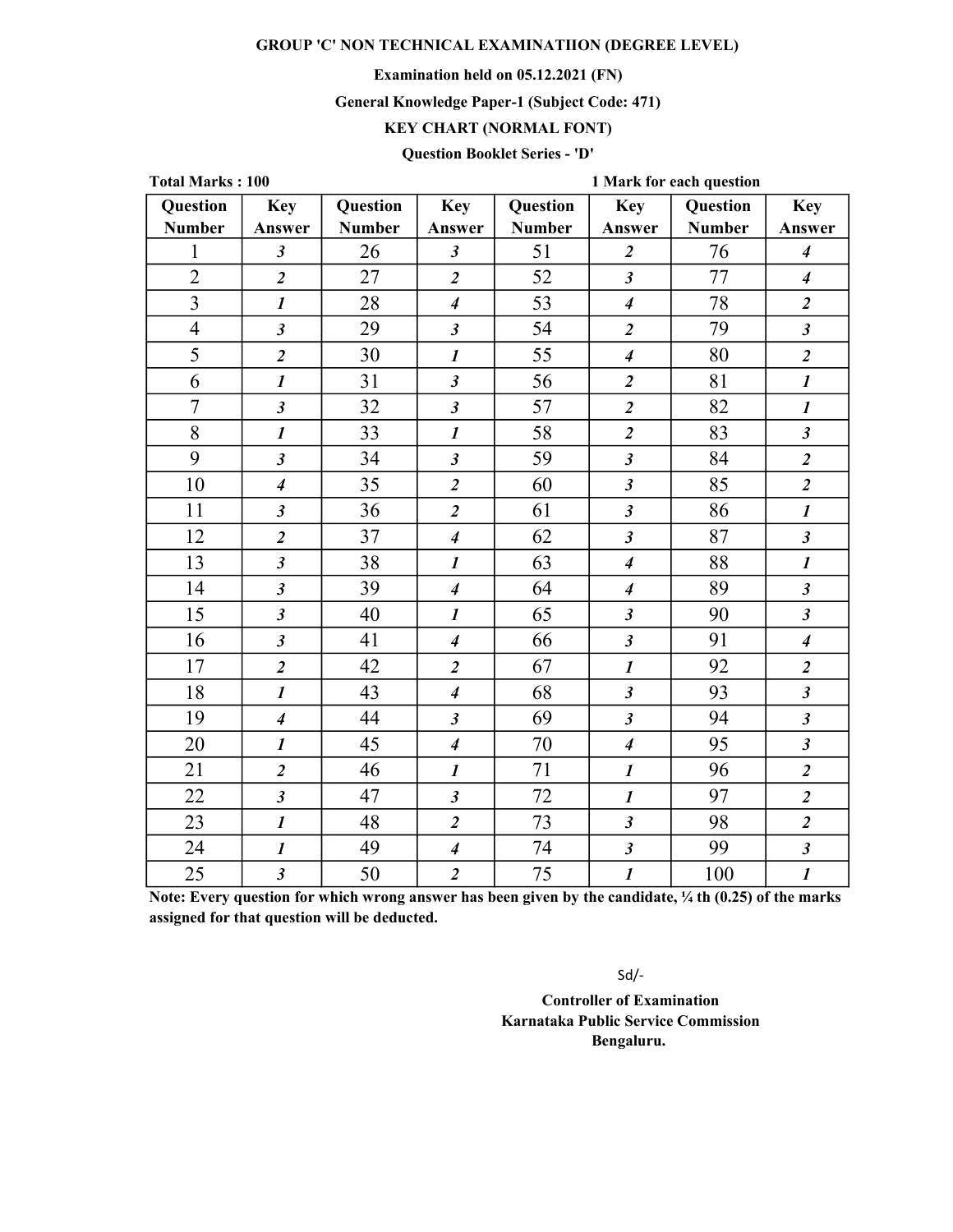**GROUP 'C' NON TECHNICAL EXAMINATIION (DEGREE LEVEL)**

**Examination held on 05.12.2021 (FN)**

**General Knowledge Paper-1 (Subject Code: 471)**

**KEY CHART (NORMAL FONT)**

**Question Booklet Series - 'D'**

**Total Marks : 100** **1 Mark for each question**

| Question Number | Key Answer | Question Number | Key Answer | Question Number | Key Answer | Question Number | Key Answer |
|---|---|---|---|---|---|---|---|
| 1 | 3 | 26 | 3 | 51 | 2 | 76 | 4 |
| 2 | 2 | 27 | 2 | 52 | 3 | 77 | 4 |
| 3 | 1 | 28 | 4 | 53 | 4 | 78 | 2 |
| 4 | 3 | 29 | 3 | 54 | 2 | 79 | 3 |
| 5 | 2 | 30 | 1 | 55 | 4 | 80 | 2 |
| 6 | 1 | 31 | 3 | 56 | 2 | 81 | 1 |
| 7 | 3 | 32 | 3 | 57 | 2 | 82 | 1 |
| 8 | 1 | 33 | 1 | 58 | 2 | 83 | 3 |
| 9 | 3 | 34 | 3 | 59 | 3 | 84 | 2 |
| 10 | 4 | 35 | 2 | 60 | 3 | 85 | 2 |
| 11 | 3 | 36 | 2 | 61 | 3 | 86 | 1 |
| 12 | 2 | 37 | 4 | 62 | 3 | 87 | 3 |
| 13 | 3 | 38 | 1 | 63 | 4 | 88 | 1 |
| 14 | 3 | 39 | 4 | 64 | 4 | 89 | 3 |
| 15 | 3 | 40 | 1 | 65 | 3 | 90 | 3 |
| 16 | 3 | 41 | 4 | 66 | 3 | 91 | 4 |
| 17 | 2 | 42 | 2 | 67 | 1 | 92 | 2 |
| 18 | 1 | 43 | 4 | 68 | 3 | 93 | 3 |
| 19 | 4 | 44 | 3 | 69 | 3 | 94 | 3 |
| 20 | 1 | 45 | 4 | 70 | 4 | 95 | 3 |
| 21 | 2 | 46 | 1 | 71 | 1 | 96 | 2 |
| 22 | 3 | 47 | 3 | 72 | 1 | 97 | 2 |
| 23 | 1 | 48 | 2 | 73 | 3 | 98 | 2 |
| 24 | 1 | 49 | 4 | 74 | 3 | 99 | 3 |
| 25 | 3 | 50 | 2 | 75 | 1 | 100 | 1 |

**Note: Every question for which wrong answer has been given by the candidate, ¼ th (0.25) of the marks assigned for that question will be deducted.**

Sd/-

**Controller of Examination**
**Karnataka Public Service Commission**
**Bengaluru.**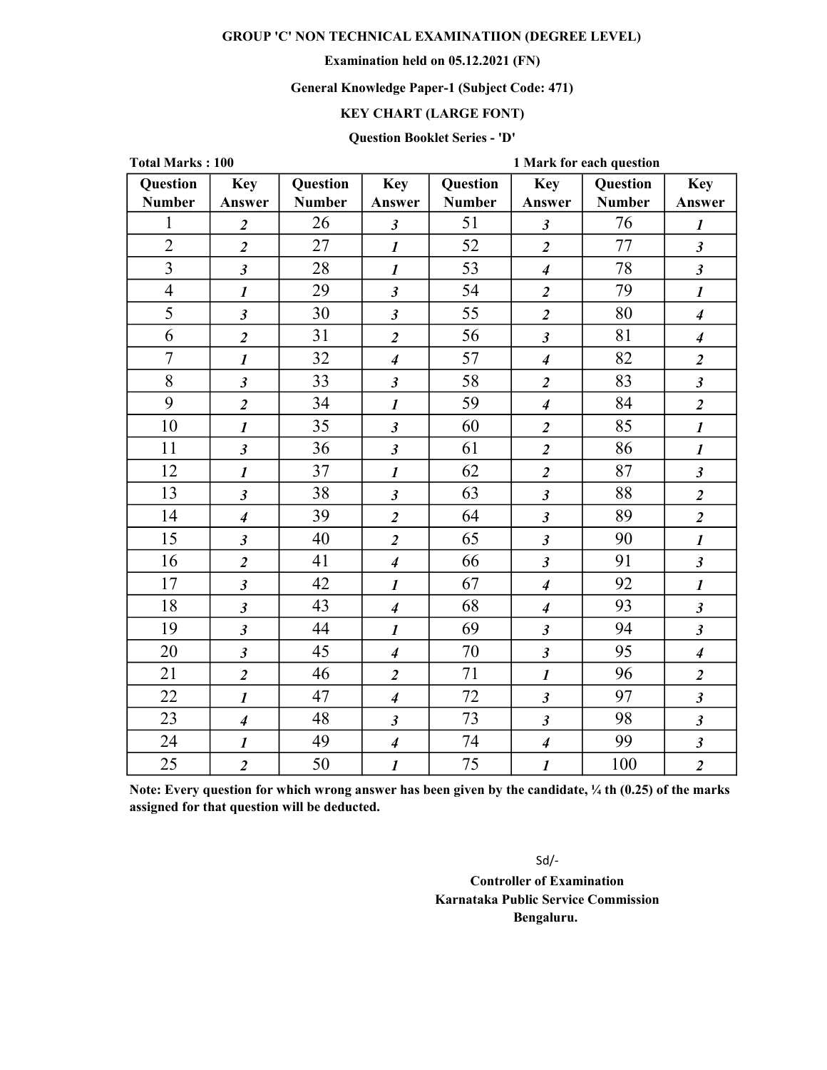**GROUP 'C' NON TECHNICAL EXAMINATIION (DEGREE LEVEL)**

**Examination held on 05.12.2021 (FN)**

**General Knowledge Paper-1 (Subject Code: 471)**

**KEY CHART (LARGE FONT)**

**Question Booklet Series - 'D'**

**Total Marks : 100** **1 Mark for each question**

| Question Number | Key Answer | Question Number | Key Answer | Question Number | Key Answer | Question Number | Key Answer |
|---|---|---|---|---|---|---|---|
| 1 | 2 | 26 | 3 | 51 | 3 | 76 | 1 |
| 2 | 2 | 27 | 1 | 52 | 2 | 77 | 3 |
| 3 | 3 | 28 | 1 | 53 | 4 | 78 | 3 |
| 4 | 1 | 29 | 3 | 54 | 2 | 79 | 1 |
| 5 | 3 | 30 | 3 | 55 | 2 | 80 | 4 |
| 6 | 2 | 31 | 2 | 56 | 3 | 81 | 4 |
| 7 | 1 | 32 | 4 | 57 | 4 | 82 | 2 |
| 8 | 3 | 33 | 3 | 58 | 2 | 83 | 3 |
| 9 | 2 | 34 | 1 | 59 | 4 | 84 | 2 |
| 10 | 1 | 35 | 3 | 60 | 2 | 85 | 1 |
| 11 | 3 | 36 | 3 | 61 | 2 | 86 | 1 |
| 12 | 1 | 37 | 1 | 62 | 2 | 87 | 3 |
| 13 | 3 | 38 | 3 | 63 | 3 | 88 | 2 |
| 14 | 4 | 39 | 2 | 64 | 3 | 89 | 2 |
| 15 | 3 | 40 | 2 | 65 | 3 | 90 | 1 |
| 16 | 2 | 41 | 4 | 66 | 3 | 91 | 3 |
| 17 | 3 | 42 | 1 | 67 | 4 | 92 | 1 |
| 18 | 3 | 43 | 4 | 68 | 4 | 93 | 3 |
| 19 | 3 | 44 | 1 | 69 | 3 | 94 | 3 |
| 20 | 3 | 45 | 4 | 70 | 3 | 95 | 4 |
| 21 | 2 | 46 | 2 | 71 | 1 | 96 | 2 |
| 22 | 1 | 47 | 4 | 72 | 3 | 97 | 3 |
| 23 | 4 | 48 | 3 | 73 | 3 | 98 | 3 |
| 24 | 1 | 49 | 4 | 74 | 4 | 99 | 3 |
| 25 | 2 | 50 | 1 | 75 | 1 | 100 | 2 |

**Note: Every question for which wrong answer has been given by the candidate, ¼ th (0.25) of the marks assigned for that question will be deducted.**

Sd/-

**Controller of Examination**
**Karnataka Public Service Commission**
**Bengaluru.**